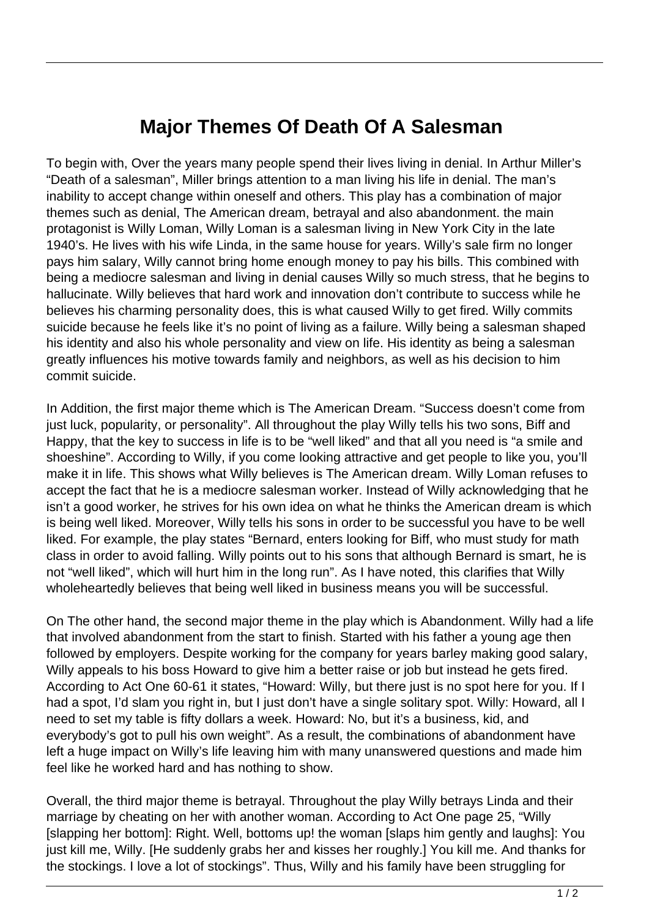# Major Themes Of Death Of A Salesman

To begin with, Over the years many people spend their lives living in denial. In Arthur Miller's "Death of a salesman", Miller brings attention to a man living his life in denial. The man's inability to accept change within oneself and others. This play has a combination of major themes such as denial, The American dream, betrayal and also abandonment. the main protagonist is Willy Loman, Willy Loman is a salesman living in New York City in the late 1940's. He lives with his wife Linda, in the same house for years. Willy's sale firm no longer pays him salary, Willy cannot bring home enough money to pay his bills. This combined with being a mediocre salesman and living in denial causes Willy so much stress, that he begins to hallucinate. Willy believes that hard work and innovation don't contribute to success while he believes his charming personality does, this is what caused Willy to get fired. Willy commits suicide because he feels like it's no point of living as a failure. Willy being a salesman shaped his identity and also his whole personality and view on life. His identity as being a salesman greatly influences his motive towards family and neighbors, as well as his decision to him commit suicide.

In Addition, the first major theme which is The American Dream. "Success doesn't come from just luck, popularity, or personality". All throughout the play Willy tells his two sons, Biff and Happy, that the key to success in life is to be "well liked" and that all you need is "a smile and shoeshine". According to Willy, if you come looking attractive and get people to like you, you'll make it in life. This shows what Willy believes is The American dream. Willy Loman refuses to accept the fact that he is a mediocre salesman worker. Instead of Willy acknowledging that he isn't a good worker, he strives for his own idea on what he thinks the American dream is which is being well liked. Moreover, Willy tells his sons in order to be successful you have to be well liked. For example, the play states "Bernard, enters looking for Biff, who must study for math class in order to avoid falling. Willy points out to his sons that although Bernard is smart, he is not "well liked", which will hurt him in the long run". As I have noted, this clarifies that Willy wholeheartedly believes that being well liked in business means you will be successful.

On The other hand, the second major theme in the play which is Abandonment. Willy had a life that involved abandonment from the start to finish. Started with his father a young age then followed by employers. Despite working for the company for years barley making good salary, Willy appeals to his boss Howard to give him a better raise or job but instead he gets fired. According to Act One 60-61 it states, "Howard: Willy, but there just is no spot here for you. If I had a spot, I'd slam you right in, but I just don't have a single solitary spot. Willy: Howard, all I need to set my table is fifty dollars a week. Howard: No, but it's a business, kid, and everybody's got to pull his own weight". As a result, the combinations of abandonment have left a huge impact on Willy's life leaving him with many unanswered questions and made him feel like he worked hard and has nothing to show.

Overall, the third major theme is betrayal. Throughout the play Willy betrays Linda and their marriage by cheating on her with another woman. According to Act One page 25, "Willy [slapping her bottom]: Right. Well, bottoms up! the woman [slaps him gently and laughs]: You just kill me, Willy. [He suddenly grabs her and kisses her roughly.] You kill me. And thanks for the stockings. I love a lot of stockings". Thus, Willy and his family have been struggling for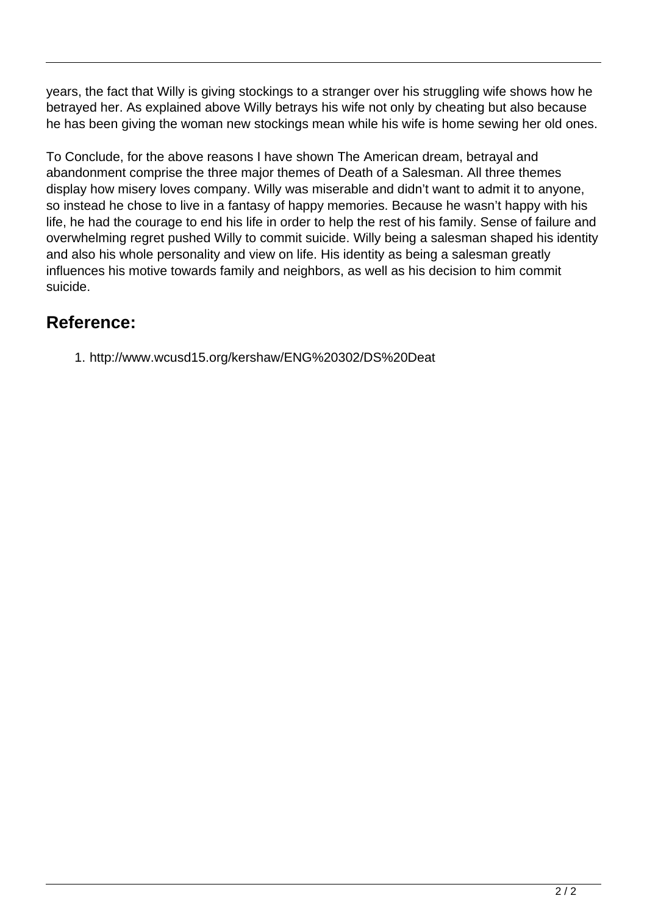years, the fact that Willy is giving stockings to a stranger over his struggling wife shows how he betrayed her. As explained above Willy betrays his wife not only by cheating but also because he has been giving the woman new stockings mean while his wife is home sewing her old ones.

To Conclude, for the above reasons I have shown The American dream, betrayal and abandonment comprise the three major themes of Death of a Salesman. All three themes display how misery loves company. Willy was miserable and didn't want to admit it to anyone, so instead he chose to live in a fantasy of happy memories. Because he wasn't happy with his life, he had the courage to end his life in order to help the rest of his family. Sense of failure and overwhelming regret pushed Willy to commit suicide. Willy being a salesman shaped his identity and also his whole personality and view on life. His identity as being a salesman greatly influences his motive towards family and neighbors, as well as his decision to him commit suicide.

## Reference:

1. http://www.wcusd15.org/kershaw/ENG%20302/DS%20Deat